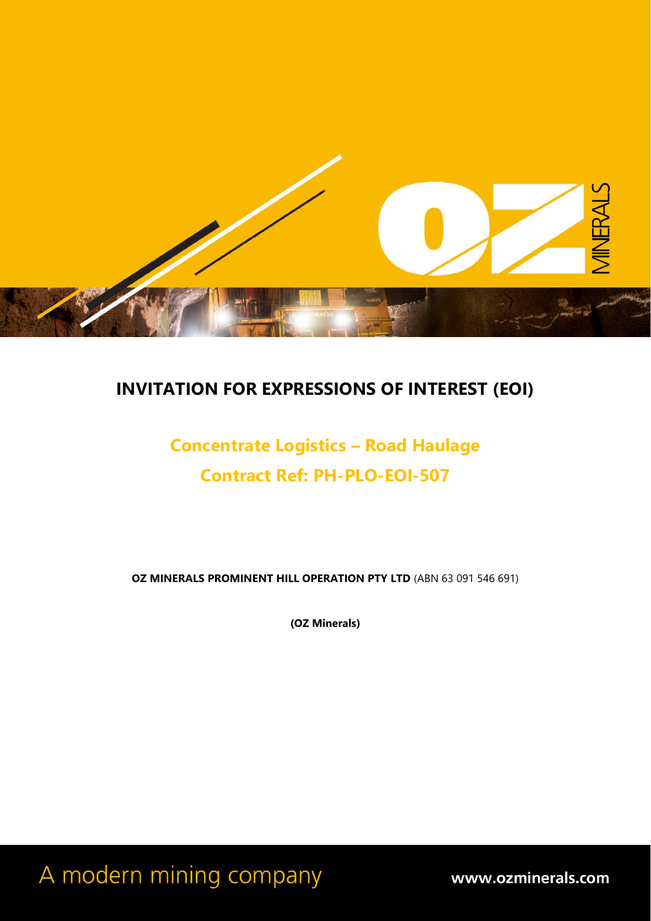# INVITATION FOR EXPRESSIONS OF INTEREST (EOI)

## Concentrate Logistics – Road Haulage

## Contract Ref: PH-PLO-EOI-507

**OZ MINERALS PROMINENT HILL OPERATION PTY LTD** (ABN 63 091 546 691)

**(OZ Minerals)**

A modern mining company

**www.ozminerals.com**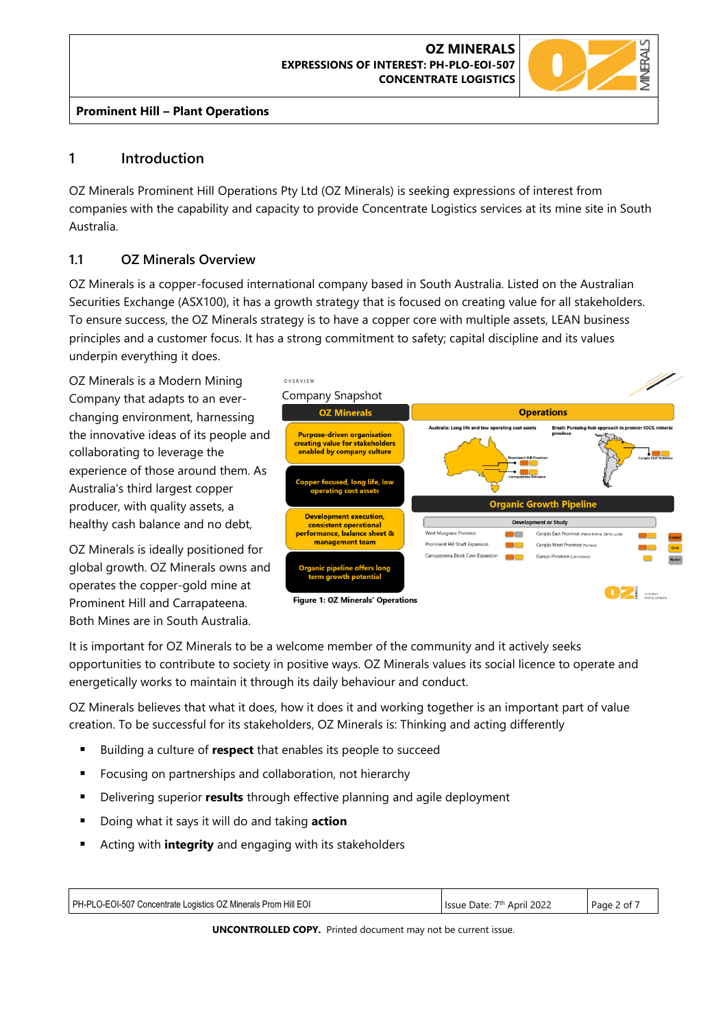## 1 Introduction

OZ Minerals Prominent Hill Operations Pty Ltd (OZ Minerals) is seeking expressions of interest from companies with the capability and capacity to provide Concentrate Logistics services at its mine site in South Australia.

### 1.1 OZ Minerals Overview

OZ Minerals is a copper-focused international company based in South Australia. Listed on the Australian Securities Exchange (ASX100), it has a growth strategy that is focused on creating value for all stakeholders. To ensure success, the OZ Minerals strategy is to have a copper core with multiple assets, LEAN business principles and a customer focus. It has a strong commitment to safety; capital discipline and its values underpin everything it does.

OZ Minerals is a Modern Mining Company that adapts to an ever-changing environment, harnessing the innovative ideas of its people and collaborating to leverage the experience of those around them. As Australia's third largest copper producer, with quality assets, a healthy cash balance and no debt,

OZ Minerals is ideally positioned for global growth. OZ Minerals owns and operates the copper-gold mine at Prominent Hill and Carrapateena. Both Mines are in South Australia.

Figure 1: OZ Minerals' Operations

It is important for OZ Minerals to be a welcome member of the community and it actively seeks opportunities to contribute to society in positive ways. OZ Minerals values its social licence to operate and energetically works to maintain it through its daily behaviour and conduct.

OZ Minerals believes that what it does, how it does it and working together is an important part of value creation. To be successful for its stakeholders, OZ Minerals is: Thinking and acting differently

- Building a culture of **respect** that enables its people to succeed
- Focusing on partnerships and collaboration, not hierarchy
- Delivering superior **results** through effective planning and agile deployment
- Doing what it says it will do and taking **action**
- Acting with **integrity** and engaging with its stakeholders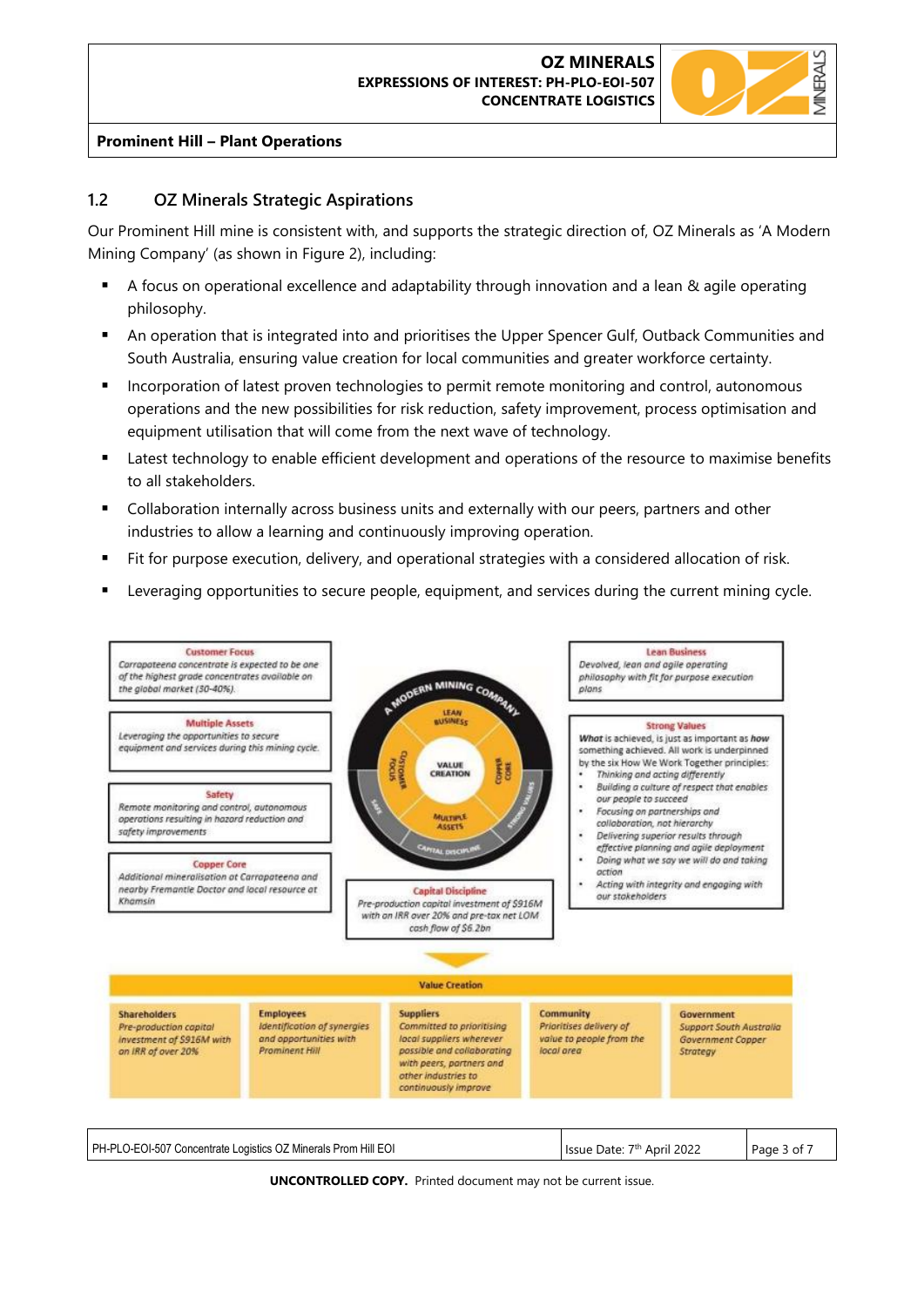## 1.2 OZ Minerals Strategic Aspirations

Our Prominent Hill mine is consistent with, and supports the strategic direction of, OZ Minerals as 'A Modern Mining Company' (as shown in Figure 2), including:

- A focus on operational excellence and adaptability through innovation and a lean & agile operating philosophy.
- An operation that is integrated into and prioritises the Upper Spencer Gulf, Outback Communities and South Australia, ensuring value creation for local communities and greater workforce certainty.
- Incorporation of latest proven technologies to permit remote monitoring and control, autonomous operations and the new possibilities for risk reduction, safety improvement, process optimisation and equipment utilisation that will come from the next wave of technology.
- Latest technology to enable efficient development and operations of the resource to maximise benefits to all stakeholders.
- Collaboration internally across business units and externally with our peers, partners and other industries to allow a learning and continuously improving operation.
- Fit for purpose execution, delivery, and operational strategies with a considered allocation of risk.
- Leveraging opportunities to secure people, equipment, and services during the current mining cycle.

**Customer Focus**
*Carrapateena concentrate is expected to be one of the highest grade concentrates available on the global market (30-40%).*

**Multiple Assets**
*Leveraging the opportunities to secure equipment and services during this mining cycle.*

**Safety**
*Remote monitoring and control, autonomous operations resulting in hazard reduction and safety improvements*

**Copper Core**
*Additional mineralisation at Carrapateena and nearby Fremantle Doctor and local resource at Khamsin*

A MODERN MINING COMPANY — LEAN BUSINESS, CUSTOMER FOCUS, VALUE CREATION, COPPER CORE, SAFE, STRONG VALUES, MULTIPLE ASSETS, CAPITAL DISCIPLINE

**Capital Discipline**
*Pre-production capital investment of $916M with an IRR over 20% and pre-tax net LOM cash flow of $6.2bn*

**Lean Business**
*Devolved, lean and agile operating philosophy with fit for purpose execution plans*

**Strong Values**
***What*** is achieved, is just as important as ***how*** something achieved. All work is underpinned by the six How We Work Together principles:
- *Thinking and acting differently*
- *Building a culture of respect that enables our people to succeed*
- *Focusing on partnerships and collaboration, not hierarchy*
- *Delivering superior results through effective planning and agile deployment*
- *Doing what we say we will do and taking action*
- *Acting with integrity and engaging with our stakeholders*

**Value Creation**

| Shareholders | Employees | Suppliers | Community | Government |
|---|---|---|---|---|
| *Pre-production capital investment of $916M with an IRR of over 20%* | *Identification of synergies and opportunities with Prominent Hill* | *Committed to prioritising local suppliers wherever possible and collaborating with peers, partners and other industries to continuously improve* | *Prioritises delivery of value to people from the local area* | *Support South Australia Government Copper Strategy* |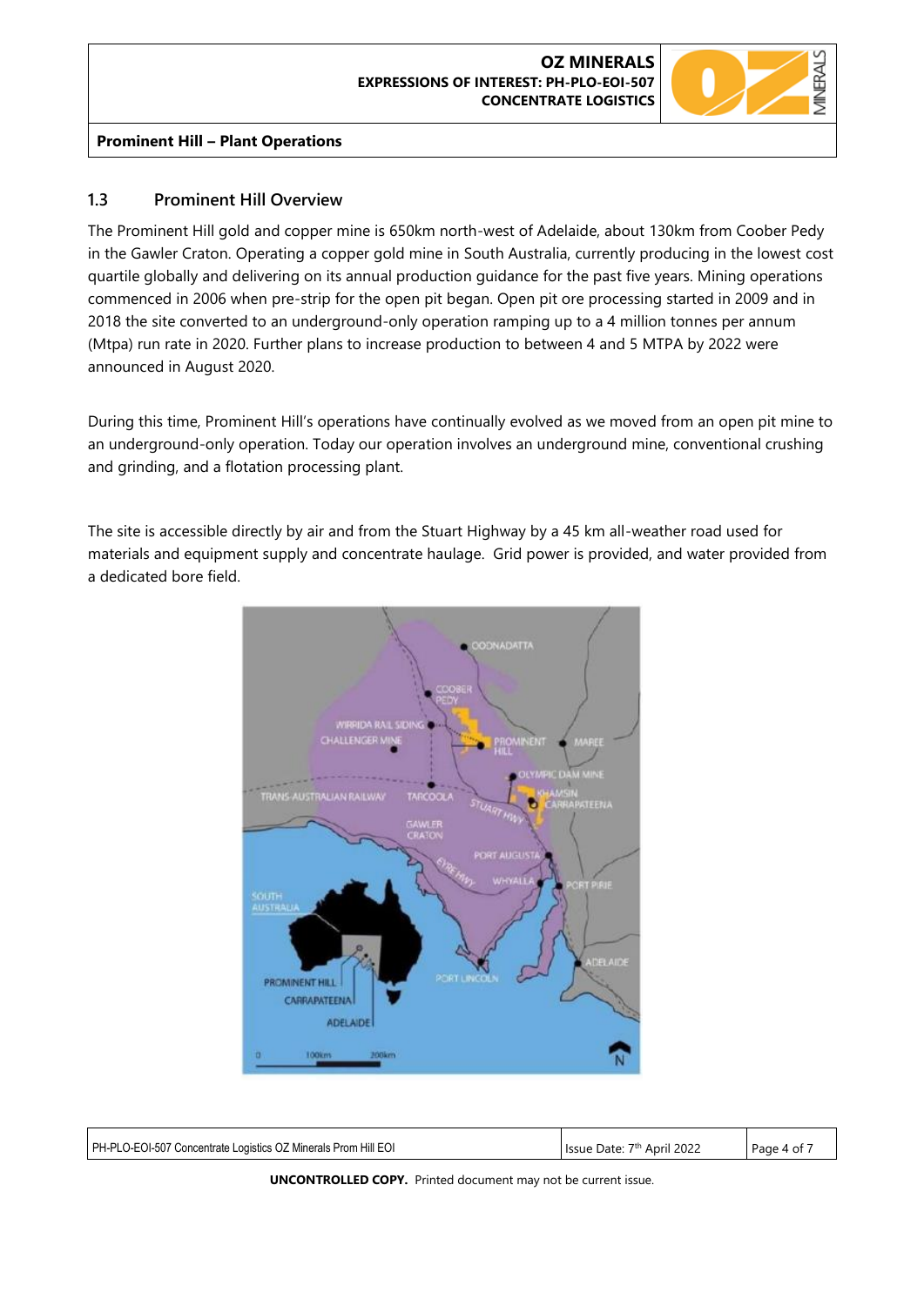## 1.3 Prominent Hill Overview

The Prominent Hill gold and copper mine is 650km north-west of Adelaide, about 130km from Coober Pedy in the Gawler Craton. Operating a copper gold mine in South Australia, currently producing in the lowest cost quartile globally and delivering on its annual production guidance for the past five years. Mining operations commenced in 2006 when pre-strip for the open pit began. Open pit ore processing started in 2009 and in 2018 the site converted to an underground-only operation ramping up to a 4 million tonnes per annum (Mtpa) run rate in 2020. Further plans to increase production to between 4 and 5 MTPA by 2022 were announced in August 2020.

During this time, Prominent Hill's operations have continually evolved as we moved from an open pit mine to an underground-only operation. Today our operation involves an underground mine, conventional crushing and grinding, and a flotation processing plant.

The site is accessible directly by air and from the Stuart Highway by a 45 km all-weather road used for materials and equipment supply and concentrate haulage. Grid power is provided, and water provided from a dedicated bore field.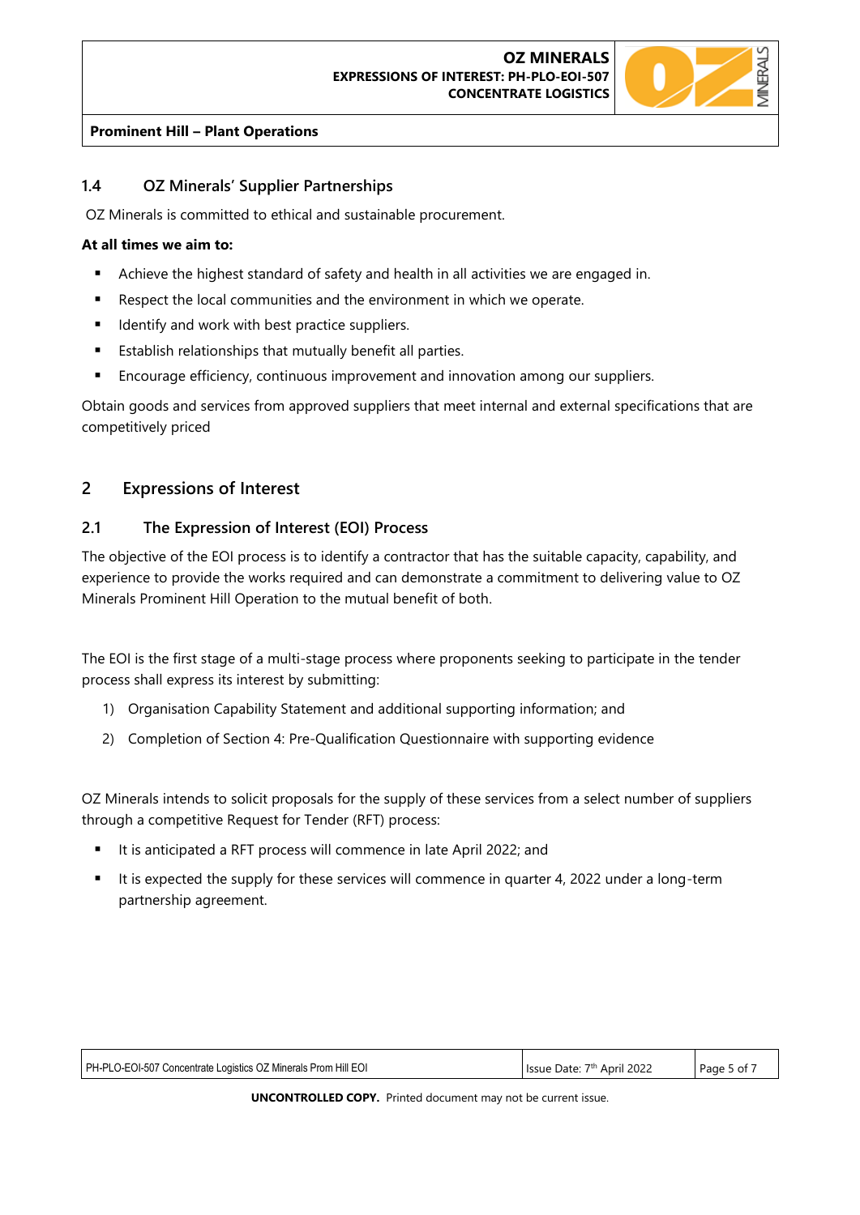### 1.4 OZ Minerals' Supplier Partnerships

OZ Minerals is committed to ethical and sustainable procurement.

**At all times we aim to:**

- Achieve the highest standard of safety and health in all activities we are engaged in.
- Respect the local communities and the environment in which we operate.
- Identify and work with best practice suppliers.
- Establish relationships that mutually benefit all parties.
- Encourage efficiency, continuous improvement and innovation among our suppliers.

Obtain goods and services from approved suppliers that meet internal and external specifications that are competitively priced

## 2 Expressions of Interest

### 2.1 The Expression of Interest (EOI) Process

The objective of the EOI process is to identify a contractor that has the suitable capacity, capability, and experience to provide the works required and can demonstrate a commitment to delivering value to OZ Minerals Prominent Hill Operation to the mutual benefit of both.

The EOI is the first stage of a multi-stage process where proponents seeking to participate in the tender process shall express its interest by submitting:

1) Organisation Capability Statement and additional supporting information; and
2) Completion of Section 4: Pre-Qualification Questionnaire with supporting evidence

OZ Minerals intends to solicit proposals for the supply of these services from a select number of suppliers through a competitive Request for Tender (RFT) process:

- It is anticipated a RFT process will commence in late April 2022; and
- It is expected the supply for these services will commence in quarter 4, 2022 under a long-term partnership agreement.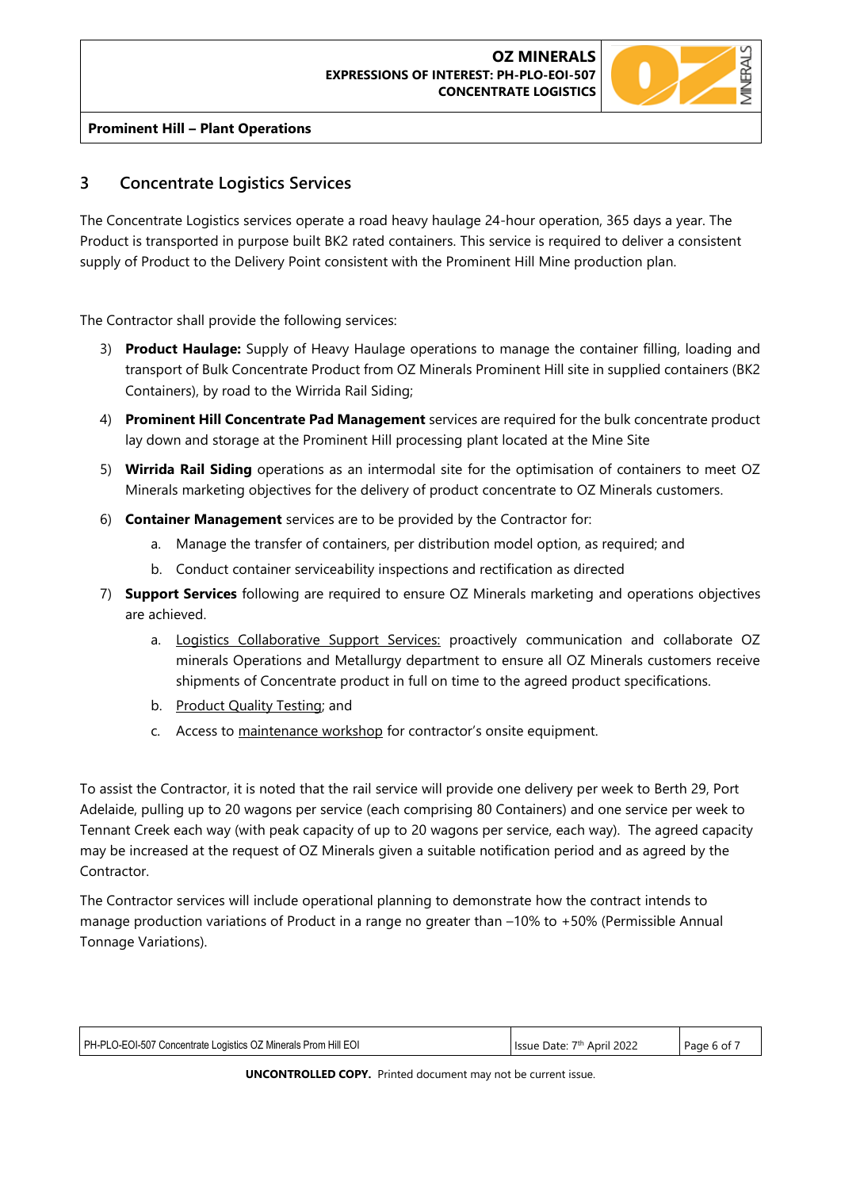## 3 Concentrate Logistics Services

The Concentrate Logistics services operate a road heavy haulage 24-hour operation, 365 days a year. The Product is transported in purpose built BK2 rated containers. This service is required to deliver a consistent supply of Product to the Delivery Point consistent with the Prominent Hill Mine production plan.

The Contractor shall provide the following services:

3) **Product Haulage:** Supply of Heavy Haulage operations to manage the container filling, loading and transport of Bulk Concentrate Product from OZ Minerals Prominent Hill site in supplied containers (BK2 Containers), by road to the Wirrida Rail Siding;
4) **Prominent Hill Concentrate Pad Management** services are required for the bulk concentrate product lay down and storage at the Prominent Hill processing plant located at the Mine Site
5) **Wirrida Rail Siding** operations as an intermodal site for the optimisation of containers to meet OZ Minerals marketing objectives for the delivery of product concentrate to OZ Minerals customers.
6) **Container Management** services are to be provided by the Contractor for:
    a. Manage the transfer of containers, per distribution model option, as required; and
    b. Conduct container serviceability inspections and rectification as directed
7) **Support Services** following are required to ensure OZ Minerals marketing and operations objectives are achieved.
    a. <u>Logistics Collaborative Support Services:</u> proactively communication and collaborate OZ minerals Operations and Metallurgy department to ensure all OZ Minerals customers receive shipments of Concentrate product in full on time to the agreed product specifications.
    b. <u>Product Quality Testing</u>; and
    c. Access to <u>maintenance workshop</u> for contractor's onsite equipment.

To assist the Contractor, it is noted that the rail service will provide one delivery per week to Berth 29, Port Adelaide, pulling up to 20 wagons per service (each comprising 80 Containers) and one service per week to Tennant Creek each way (with peak capacity of up to 20 wagons per service, each way). The agreed capacity may be increased at the request of OZ Minerals given a suitable notification period and as agreed by the Contractor.

The Contractor services will include operational planning to demonstrate how the contract intends to manage production variations of Product in a range no greater than –10% to +50% (Permissible Annual Tonnage Variations).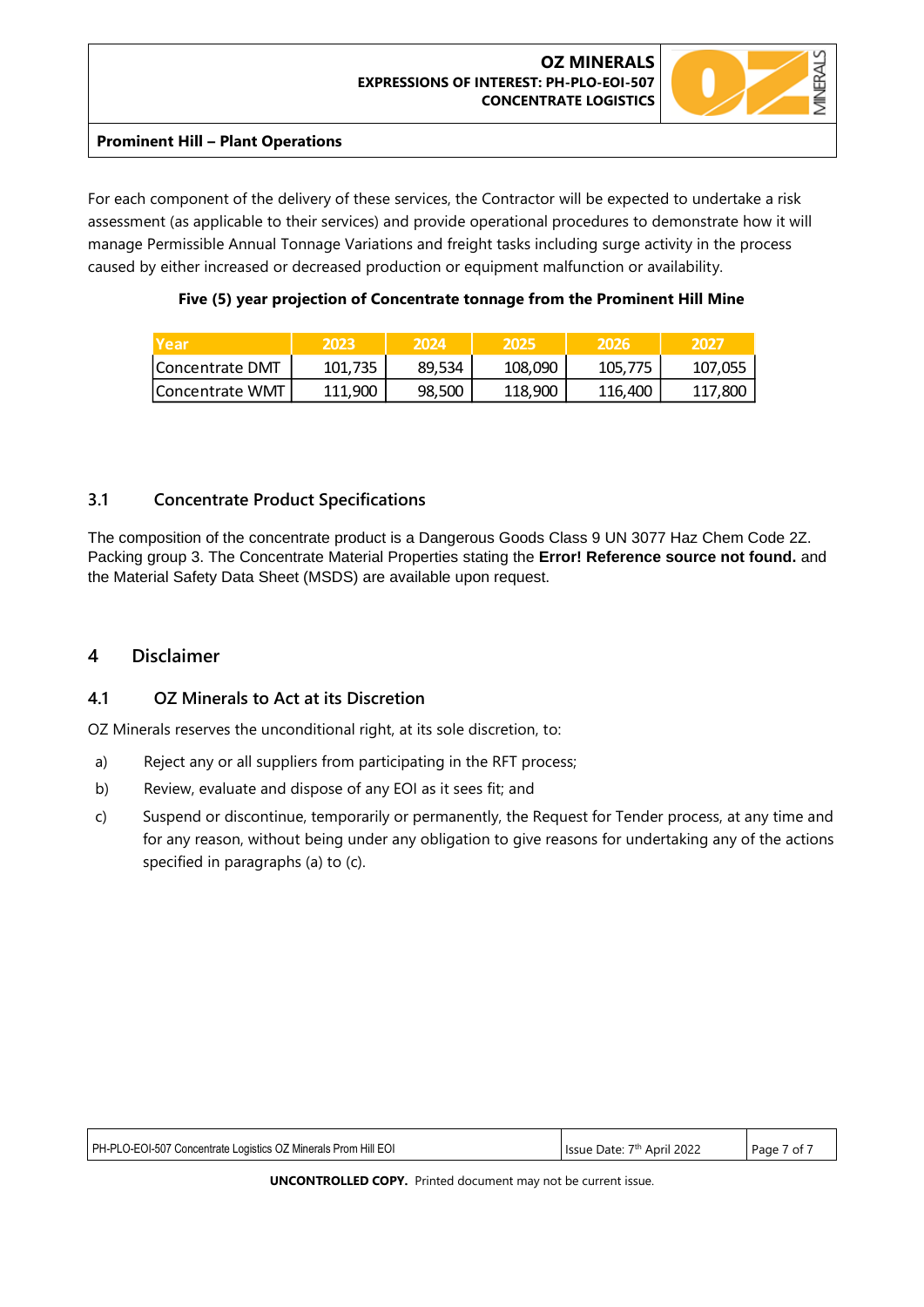For each component of the delivery of these services, the Contractor will be expected to undertake a risk assessment (as applicable to their services) and provide operational procedures to demonstrate how it will manage Permissible Annual Tonnage Variations and freight tasks including surge activity in the process caused by either increased or decreased production or equipment malfunction or availability.

**Five (5) year projection of Concentrate tonnage from the Prominent Hill Mine**

| Year | 2023 | 2024 | 2025 | 2026 | 2027 |
|---|---|---|---|---|---|
| Concentrate DMT | 101,735 | 89,534 | 108,090 | 105,775 | 107,055 |
| Concentrate WMT | 111,900 | 98,500 | 118,900 | 116,400 | 117,800 |

### 3.1 Concentrate Product Specifications

The composition of the concentrate product is a Dangerous Goods Class 9 UN 3077 Haz Chem Code 2Z. Packing group 3. The Concentrate Material Properties stating the **Error! Reference source not found.** and the Material Safety Data Sheet (MSDS) are available upon request.

## 4 Disclaimer

### 4.1 OZ Minerals to Act at its Discretion

OZ Minerals reserves the unconditional right, at its sole discretion, to:

a) Reject any or all suppliers from participating in the RFT process;

b) Review, evaluate and dispose of any EOI as it sees fit; and

c) Suspend or discontinue, temporarily or permanently, the Request for Tender process, at any time and for any reason, without being under any obligation to give reasons for undertaking any of the actions specified in paragraphs (a) to (c).